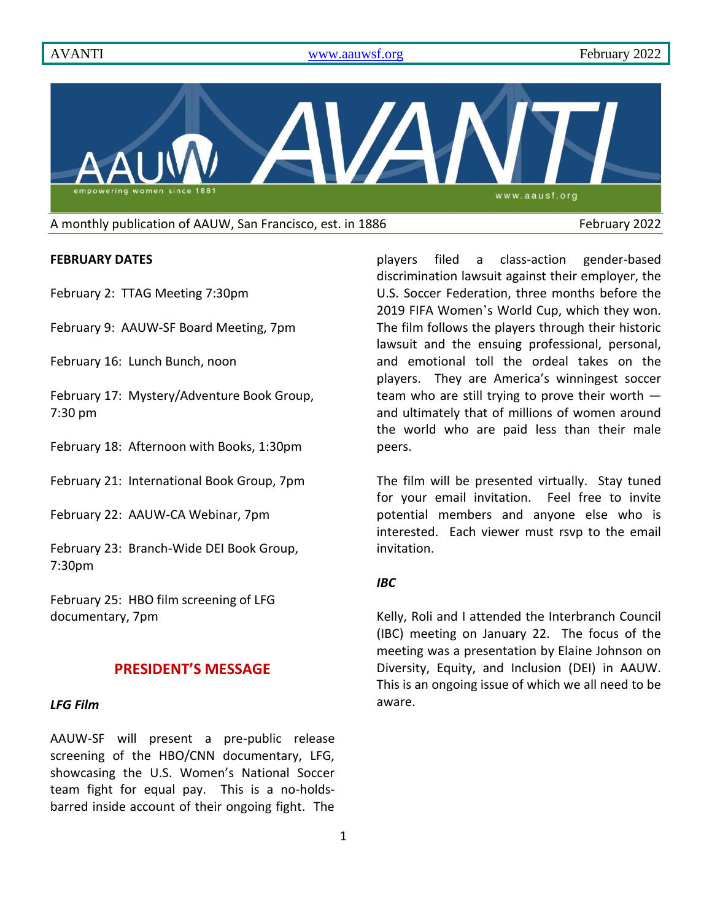# AVANTI

A monthly publication of AAUW, San Francisco, est. in 1886 — February 2022

**FEBRUARY DATES**

February 2: TTAG Meeting 7:30pm

February 9: AAUW-SF Board Meeting, 7pm

February 16: Lunch Bunch, noon

February 17: Mystery/Adventure Book Group, 7:30 pm

February 18: Afternoon with Books, 1:30pm

February 21: International Book Group, 7pm

February 22: AAUW-CA Webinar, 7pm

February 23: Branch-Wide DEI Book Group, 7:30pm

February 25: HBO film screening of LFG documentary, 7pm

## PRESIDENT'S MESSAGE

***LFG Film***

AAUW-SF will present a pre-public release screening of the HBO/CNN documentary, LFG, showcasing the U.S. Women's National Soccer team fight for equal pay. This is a no-holds-barred inside account of their ongoing fight. The players filed a class-action gender-based discrimination lawsuit against their employer, the U.S. Soccer Federation, three months before the 2019 FIFA Women's World Cup, which they won. The film follows the players through their historic lawsuit and the ensuing professional, personal, and emotional toll the ordeal takes on the players. They are America's winningest soccer team who are still trying to prove their worth — and ultimately that of millions of women around the world who are paid less than their male peers.

The film will be presented virtually. Stay tuned for your email invitation. Feel free to invite potential members and anyone else who is interested. Each viewer must rsvp to the email invitation.

***IBC***

Kelly, Roli and I attended the Interbranch Council (IBC) meeting on January 22. The focus of the meeting was a presentation by Elaine Johnson on Diversity, Equity, and Inclusion (DEI) in AAUW. This is an ongoing issue of which we all need to be aware.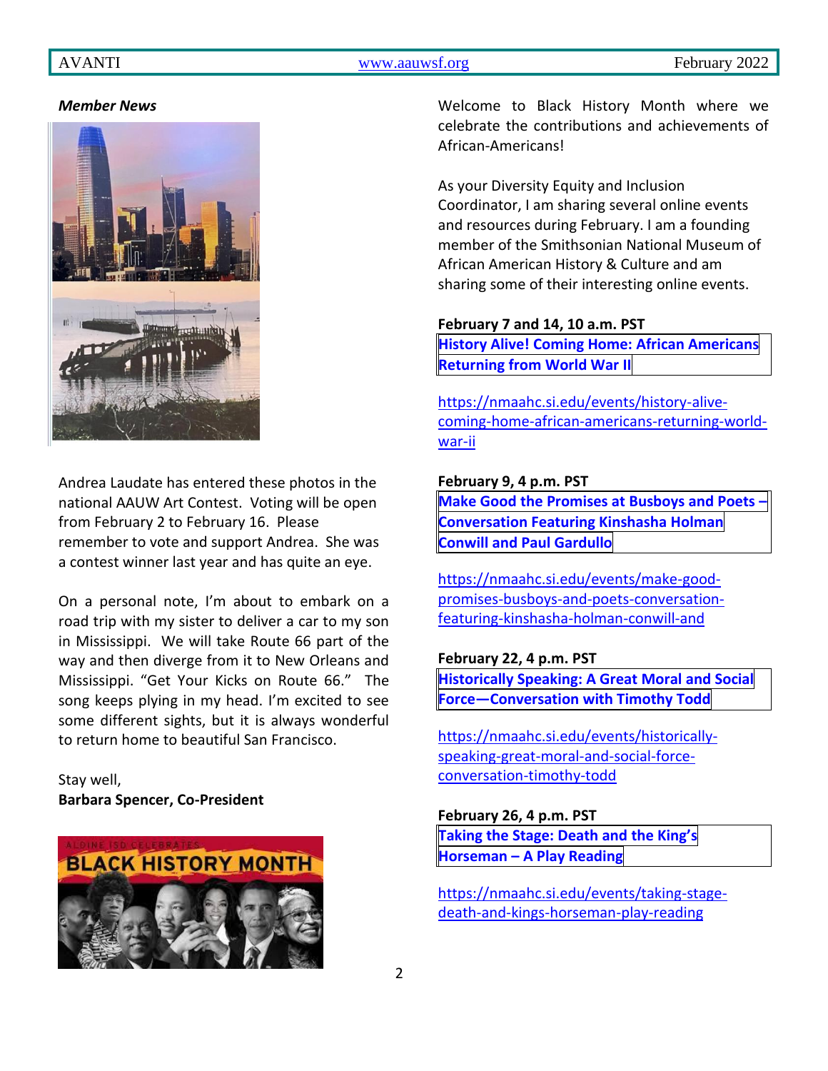*Member News*

Andrea Laudate has entered these photos in the national AAUW Art Contest. Voting will be open from February 2 to February 16. Please remember to vote and support Andrea. She was a contest winner last year and has quite an eye.

On a personal note, I'm about to embark on a road trip with my sister to deliver a car to my son in Mississippi. We will take Route 66 part of the way and then diverge from it to New Orleans and Mississippi. "Get Your Kicks on Route 66." The song keeps plying in my head. I'm excited to see some different sights, but it is always wonderful to return home to beautiful San Francisco.

Stay well,
**Barbara Spencer, Co-President**

Welcome to Black History Month where we celebrate the contributions and achievements of African-Americans!

As your Diversity Equity and Inclusion Coordinator, I am sharing several online events and resources during February. I am a founding member of the Smithsonian National Museum of African American History & Culture and am sharing some of their interesting online events.

**February 7 and 14, 10 a.m. PST**

**History Alive! Coming Home: African Americans Returning from World War II**

https://nmaahc.si.edu/events/history-alive-coming-home-african-americans-returning-world-war-ii

**February 9, 4 p.m. PST**

**Make Good the Promises at Busboys and Poets – Conversation Featuring Kinshasha Holman Conwill and Paul Gardullo**

https://nmaahc.si.edu/events/make-good-promises-busboys-and-poets-conversation-featuring-kinshasha-holman-conwill-and

**February 22, 4 p.m. PST**

**Historically Speaking: A Great Moral and Social Force—Conversation with Timothy Todd**

https://nmaahc.si.edu/events/historically-speaking-great-moral-and-social-force-conversation-timothy-todd

**February 26, 4 p.m. PST**

**Taking the Stage: Death and the King's Horseman – A Play Reading**

https://nmaahc.si.edu/events/taking-stage-death-and-kings-horseman-play-reading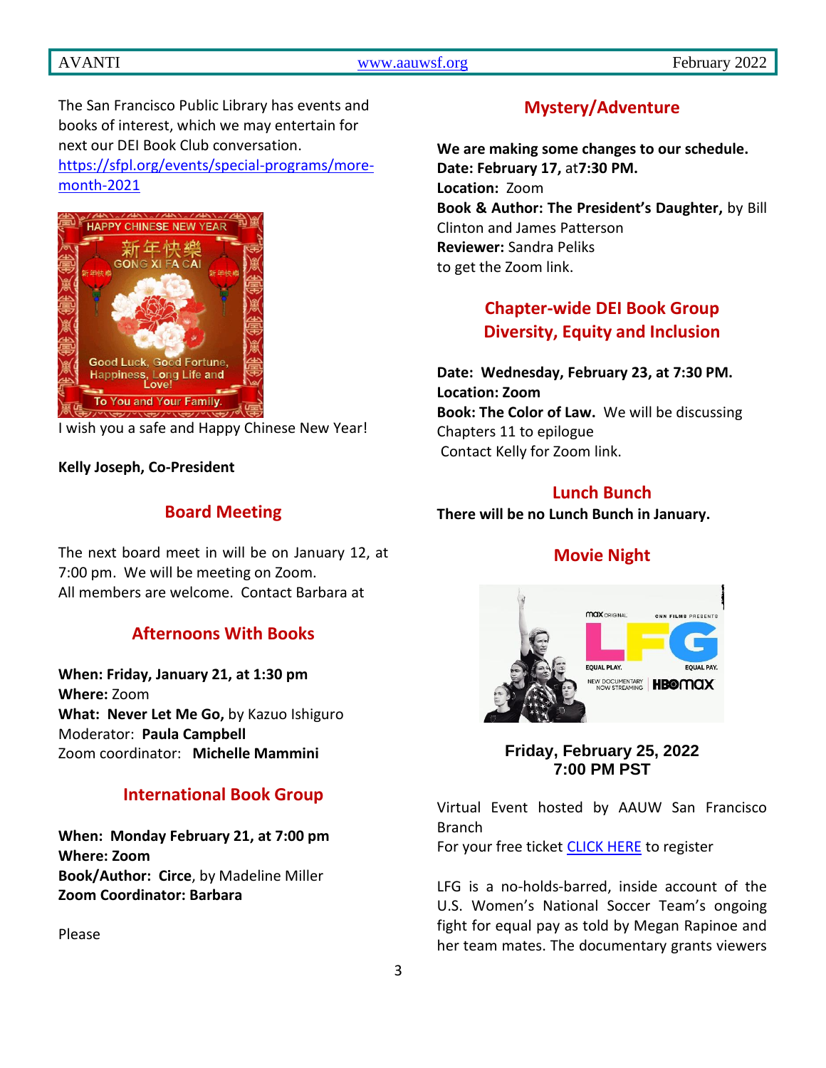The San Francisco Public Library has events and books of interest, which we may entertain for next our DEI Book Club conversation. [https://sfpl.org/events/special-programs/more-month-2021](https://sfpl.org/events/special-programs/more-month-2021)

I wish you a safe and Happy Chinese New Year!

**Kelly Joseph, Co-President**

## Board Meeting

The next board meet in will be on January 12, at 7:00 pm. We will be meeting on Zoom. All members are welcome. Contact Barbara at

## Afternoons With Books

**When: Friday, January 21, at 1:30 pm**
**Where:** Zoom
**What: Never Let Me Go,** by Kazuo Ishiguro
Moderator: **Paula Campbell**
Zoom coordinator: **Michelle Mammini**

## International Book Group

**When: Monday February 21, at 7:00 pm**
**Where: Zoom**
**Book/Author: Circe**, by Madeline Miller
**Zoom Coordinator: Barbara**

Please

## Mystery/Adventure

**We are making some changes to our schedule.**
**Date: February 17,** at**7:30 PM.**
**Location:** Zoom
**Book & Author: The President's Daughter,** by Bill Clinton and James Patterson
**Reviewer:** Sandra Peliks
to get the Zoom link.

## Chapter-wide DEI Book Group Diversity, Equity and Inclusion

**Date: Wednesday, February 23, at 7:30 PM.**
**Location: Zoom**
**Book: The Color of Law.** We will be discussing Chapters 11 to epilogue
Contact Kelly for Zoom link.

## Lunch Bunch

**There will be no Lunch Bunch in January.**

## Movie Night

**Friday, February 25, 2022**
**7:00 PM PST**

Virtual Event hosted by AAUW San Francisco Branch
For your free ticket CLICK HERE to register

LFG is a no-holds-barred, inside account of the U.S. Women's National Soccer Team's ongoing fight for equal pay as told by Megan Rapinoe and her team mates. The documentary grants viewers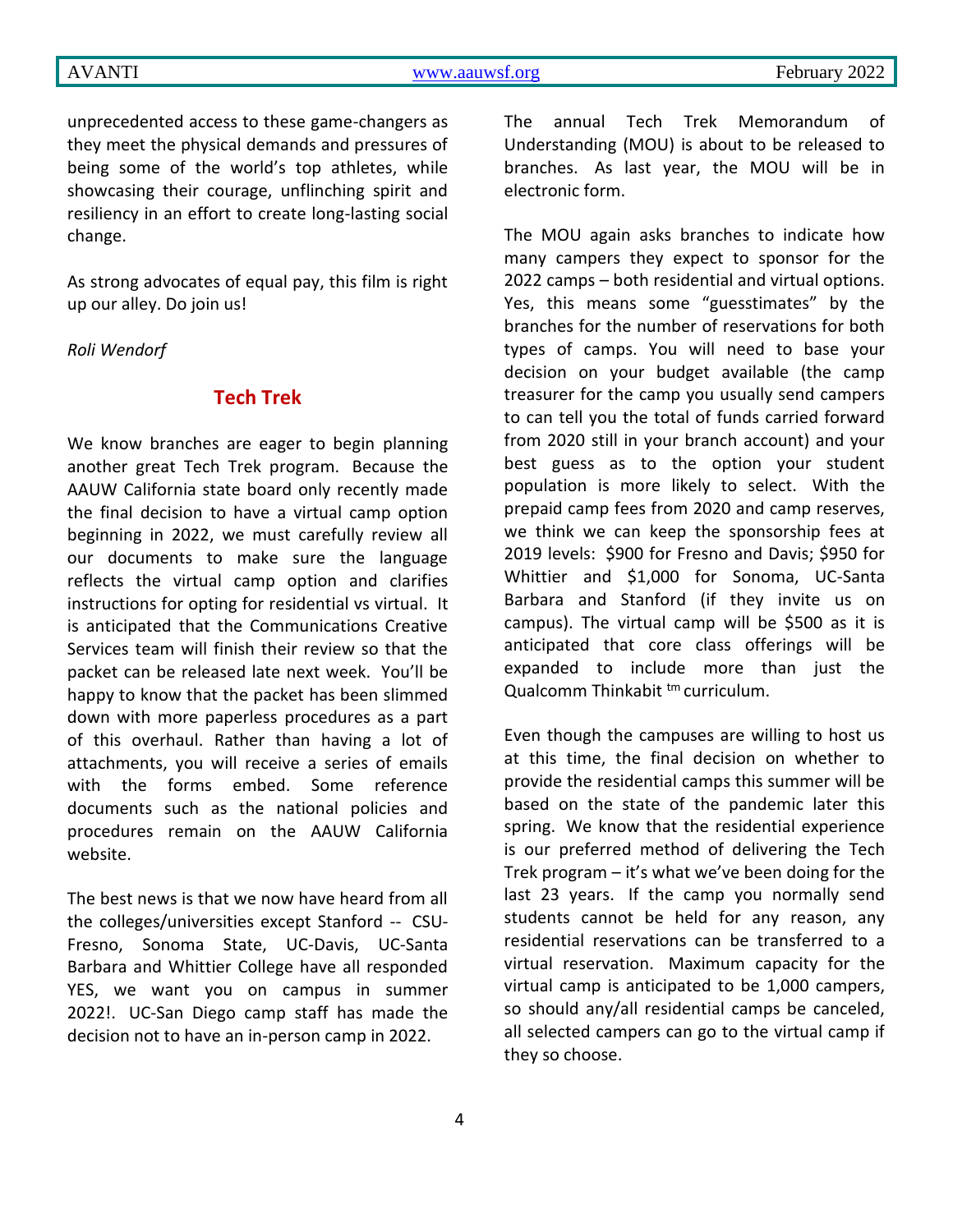unprecedented access to these game-changers as they meet the physical demands and pressures of being some of the world's top athletes, while showcasing their courage, unflinching spirit and resiliency in an effort to create long-lasting social change.

As strong advocates of equal pay, this film is right up our alley. Do join us!

*Roli Wendorf*

## Tech Trek

We know branches are eager to begin planning another great Tech Trek program. Because the AAUW California state board only recently made the final decision to have a virtual camp option beginning in 2022, we must carefully review all our documents to make sure the language reflects the virtual camp option and clarifies instructions for opting for residential vs virtual. It is anticipated that the Communications Creative Services team will finish their review so that the packet can be released late next week. You'll be happy to know that the packet has been slimmed down with more paperless procedures as a part of this overhaul. Rather than having a lot of attachments, you will receive a series of emails with the forms embed. Some reference documents such as the national policies and procedures remain on the AAUW California website.

The best news is that we now have heard from all the colleges/universities except Stanford -- CSU-Fresno, Sonoma State, UC-Davis, UC-Santa Barbara and Whittier College have all responded YES, we want you on campus in summer 2022!. UC-San Diego camp staff has made the decision not to have an in-person camp in 2022.

The annual Tech Trek Memorandum of Understanding (MOU) is about to be released to branches. As last year, the MOU will be in electronic form.

The MOU again asks branches to indicate how many campers they expect to sponsor for the 2022 camps – both residential and virtual options. Yes, this means some "guesstimates" by the branches for the number of reservations for both types of camps. You will need to base your decision on your budget available (the camp treasurer for the camp you usually send campers to can tell you the total of funds carried forward from 2020 still in your branch account) and your best guess as to the option your student population is more likely to select. With the prepaid camp fees from 2020 and camp reserves, we think we can keep the sponsorship fees at 2019 levels: $900 for Fresno and Davis; $950 for Whittier and $1,000 for Sonoma, UC-Santa Barbara and Stanford (if they invite us on campus). The virtual camp will be $500 as it is anticipated that core class offerings will be expanded to include more than just the Qualcomm Thinkabit tm curriculum.

Even though the campuses are willing to host us at this time, the final decision on whether to provide the residential camps this summer will be based on the state of the pandemic later this spring. We know that the residential experience is our preferred method of delivering the Tech Trek program – it's what we've been doing for the last 23 years. If the camp you normally send students cannot be held for any reason, any residential reservations can be transferred to a virtual reservation. Maximum capacity for the virtual camp is anticipated to be 1,000 campers, so should any/all residential camps be canceled, all selected campers can go to the virtual camp if they so choose.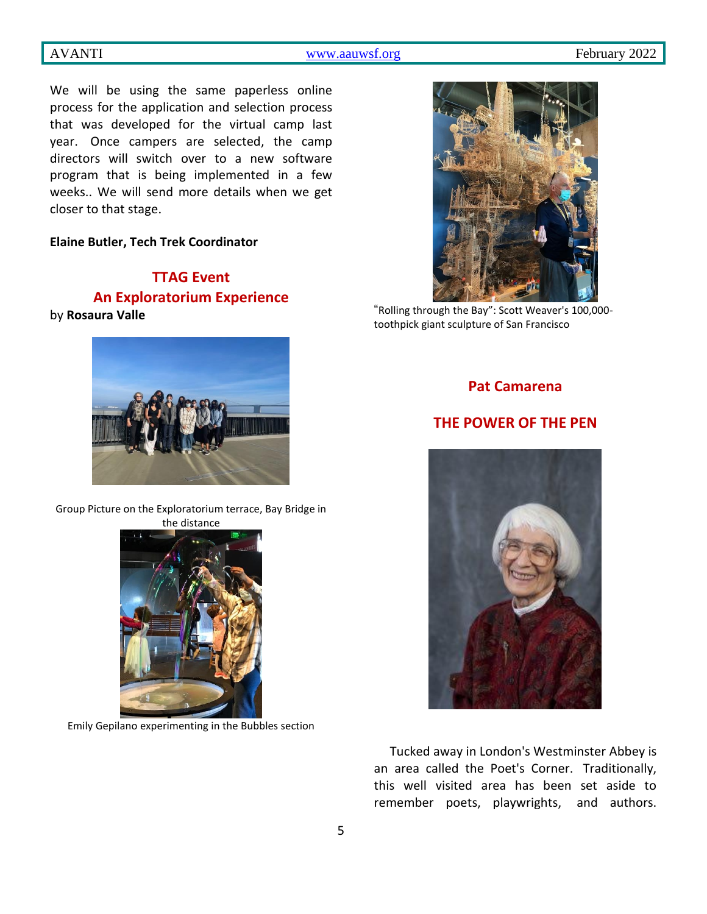We will be using the same paperless online process for the application and selection process that was developed for the virtual camp last year. Once campers are selected, the camp directors will switch over to a new software program that is being implemented in a few weeks.. We will send more details when we get closer to that stage.

**Elaine Butler, Tech Trek Coordinator**

## TTAG Event
## An Exploratorium Experience

by **Rosaura Valle**

Group Picture on the Exploratorium terrace, Bay Bridge in the distance

Emily Gepilano experimenting in the Bubbles section

"Rolling through the Bay": Scott Weaver's 100,000-toothpick giant sculpture of San Francisco

## Pat Camarena

## THE POWER OF THE PEN

Tucked away in London's Westminster Abbey is an area called the Poet's Corner. Traditionally, this well visited area has been set aside to remember poets, playwrights, and authors.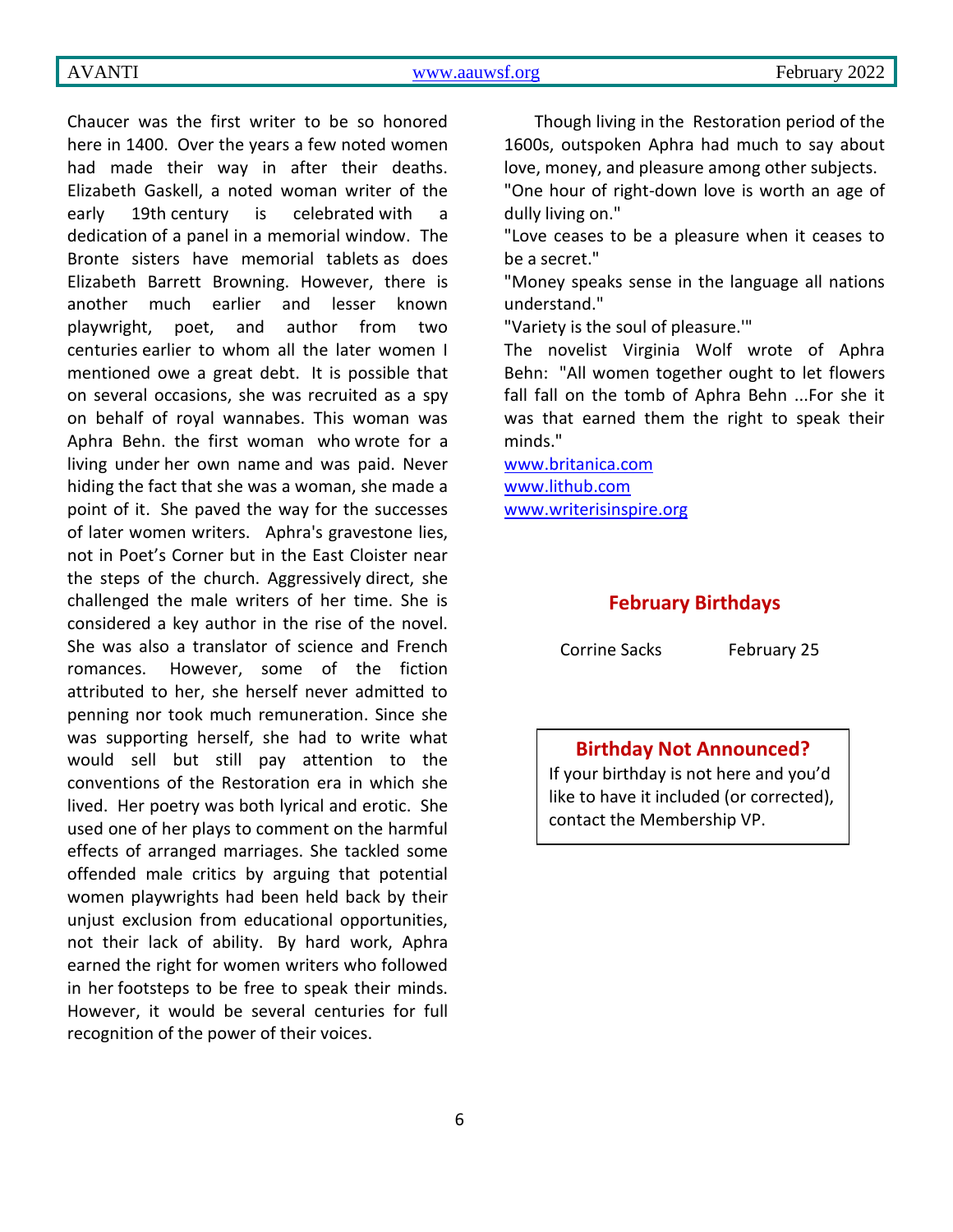Chaucer was the first writer to be so honored here in 1400. Over the years a few noted women had made their way in after their deaths. Elizabeth Gaskell, a noted woman writer of the early 19th century is celebrated with a dedication of a panel in a memorial window. The Bronte sisters have memorial tablets as does Elizabeth Barrett Browning. However, there is another much earlier and lesser known playwright, poet, and author from two centuries earlier to whom all the later women I mentioned owe a great debt. It is possible that on several occasions, she was recruited as a spy on behalf of royal wannabes. This woman was Aphra Behn. the first woman who wrote for a living under her own name and was paid. Never hiding the fact that she was a woman, she made a point of it. She paved the way for the successes of later women writers. Aphra's gravestone lies, not in Poet's Corner but in the East Cloister near the steps of the church. Aggressively direct, she challenged the male writers of her time. She is considered a key author in the rise of the novel. She was also a translator of science and French romances. However, some of the fiction attributed to her, she herself never admitted to penning nor took much remuneration. Since she was supporting herself, she had to write what would sell but still pay attention to the conventions of the Restoration era in which she lived. Her poetry was both lyrical and erotic. She used one of her plays to comment on the harmful effects of arranged marriages. She tackled some offended male critics by arguing that potential women playwrights had been held back by their unjust exclusion from educational opportunities, not their lack of ability. By hard work, Aphra earned the right for women writers who followed in her footsteps to be free to speak their minds. However, it would be several centuries for full recognition of the power of their voices.

Though living in the Restoration period of the 1600s, outspoken Aphra had much to say about love, money, and pleasure among other subjects.

"One hour of right-down love is worth an age of dully living on."

"Love ceases to be a pleasure when it ceases to be a secret."

"Money speaks sense in the language all nations understand."

"Variety is the soul of pleasure.'"

The novelist Virginia Wolf wrote of Aphra Behn: "All women together ought to let flowers fall fall on the tomb of Aphra Behn ...For she it was that earned them the right to speak their minds."

www.britanica.com
www.lithub.com
www.writerisinspire.org

## February Birthdays

Corrine Sacks February 25

**Birthday Not Announced?**

If your birthday is not here and you'd like to have it included (or corrected), contact the Membership VP.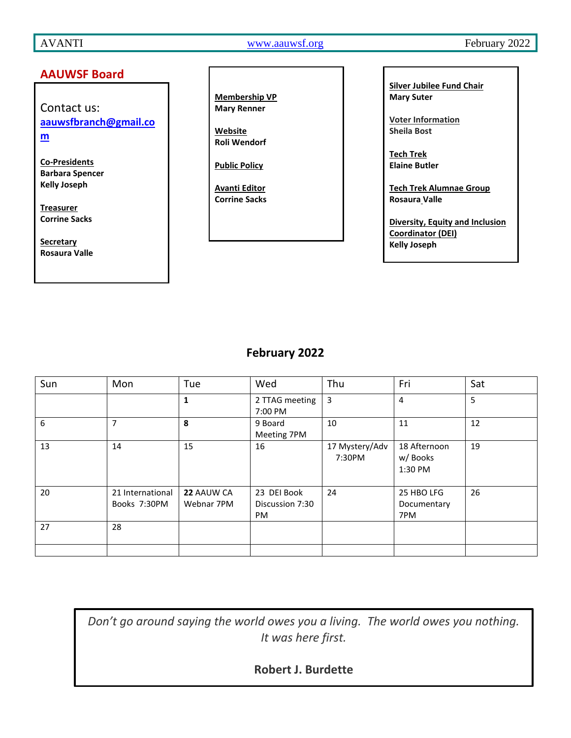## AAUWSF Board

Contact us: **aauwsfbranch@gmail.com**

**Co-Presidents**
**Barbara Spencer**
**Kelly Joseph**

**Treasurer**
**Corrine Sacks**

**Secretary**
**Rosaura Valle**

**Membership VP**
**Mary Renner**

**Website**
**Roli Wendorf**

**Public Policy**

**Avanti Editor**
**Corrine Sacks**

**Silver Jubilee Fund Chair**
**Mary Suter**

**Voter Information**
**Sheila Bost**

**Tech Trek**
**Elaine Butler**

**Tech Trek Alumnae Group**
**Rosaura Valle**

**Diversity, Equity and Inclusion Coordinator (DEI)**
**Kelly Joseph**

## February 2022

| Sun | Mon | Tue | Wed | Thu | Fri | Sat |
|---|---|---|---|---|---|---|
| | | **1** | 2 TTAG meeting 7:00 PM | 3 | 4 | 5 |
| 6 | 7 | **8** | 9 Board Meeting 7PM | 10 | 11 | 12 |
| 13 | 14 | 15 | 16 | 17 Mystery/Adv 7:30PM | 18 Afternoon w/ Books 1:30 PM | 19 |
| 20 | 21 International Books 7:30PM | **22** AAUW CA Webnar 7PM | 23 DEI Book Discussion 7:30 PM | 24 | 25 HBO LFG Documentary 7PM | 26 |
| 27 | 28 | | | | | |
| | | | | | | |

*Don't go around saying the world owes you a living. The world owes you nothing. It was here first.*

**Robert J. Burdette**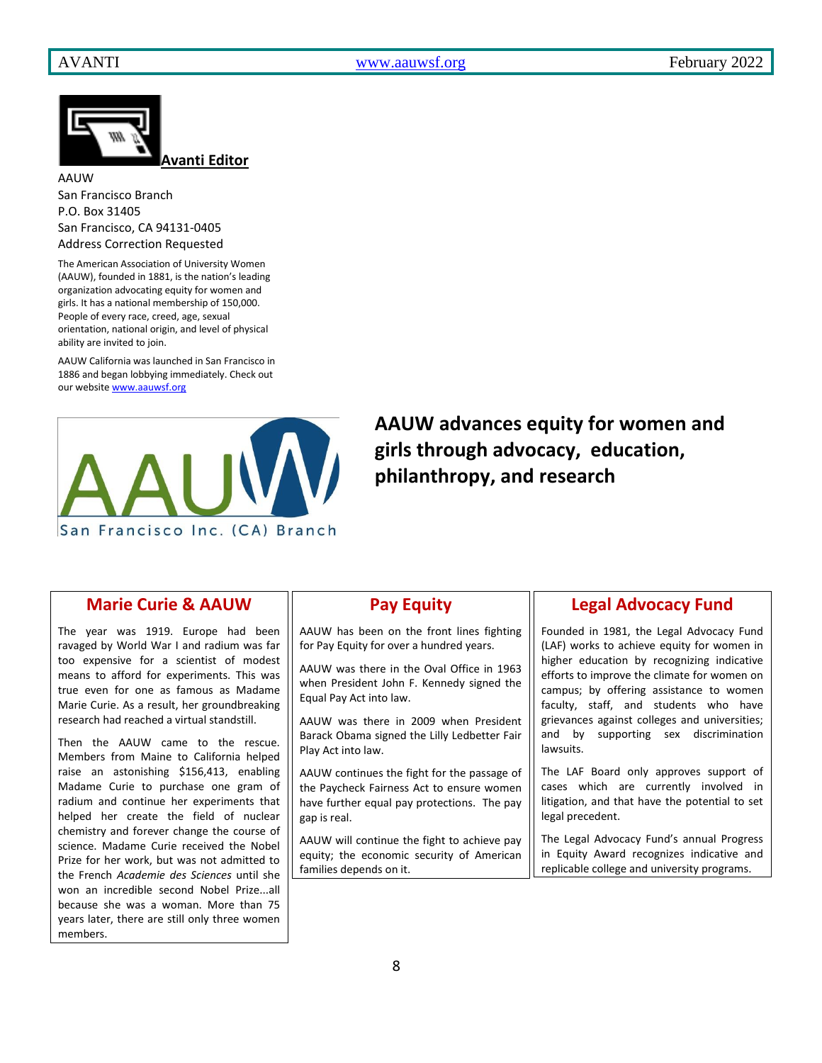**Avanti Editor**

AAUW
San Francisco Branch
P.O. Box 31405
San Francisco, CA 94131-0405
Address Correction Requested

The American Association of University Women (AAUW), founded in 1881, is the nation's leading organization advocating equity for women and girls. It has a national membership of 150,000. People of every race, creed, age, sexual orientation, national origin, and level of physical ability are invited to join.

AAUW California was launched in San Francisco in 1886 and began lobbying immediately. Check out our website www.aauwsf.org

AAUW
San Francisco Inc. (CA) Branch

## AAUW advances equity for women and girls through advocacy, education, philanthropy, and research

## Marie Curie & AAUW

The year was 1919. Europe had been ravaged by World War I and radium was far too expensive for a scientist of modest means to afford for experiments. This was true even for one as famous as Madame Marie Curie. As a result, her groundbreaking research had reached a virtual standstill.

Then the AAUW came to the rescue. Members from Maine to California helped raise an astonishing $156,413, enabling Madame Curie to purchase one gram of radium and continue her experiments that helped her create the field of nuclear chemistry and forever change the course of science. Madame Curie received the Nobel Prize for her work, but was not admitted to the French *Academie des Sciences* until she won an incredible second Nobel Prize...all because she was a woman. More than 75 years later, there are still only three women members.

## Pay Equity

AAUW has been on the front lines fighting for Pay Equity for over a hundred years.

AAUW was there in the Oval Office in 1963 when President John F. Kennedy signed the Equal Pay Act into law.

AAUW was there in 2009 when President Barack Obama signed the Lilly Ledbetter Fair Play Act into law.

AAUW continues the fight for the passage of the Paycheck Fairness Act to ensure women have further equal pay protections. The pay gap is real.

AAUW will continue the fight to achieve pay equity; the economic security of American families depends on it.

## Legal Advocacy Fund

Founded in 1981, the Legal Advocacy Fund (LAF) works to achieve equity for women in higher education by recognizing indicative efforts to improve the climate for women on campus; by offering assistance to women faculty, staff, and students who have grievances against colleges and universities; and by supporting sex discrimination lawsuits.

The LAF Board only approves support of cases which are currently involved in litigation, and that have the potential to set legal precedent.

The Legal Advocacy Fund's annual Progress in Equity Award recognizes indicative and replicable college and university programs.